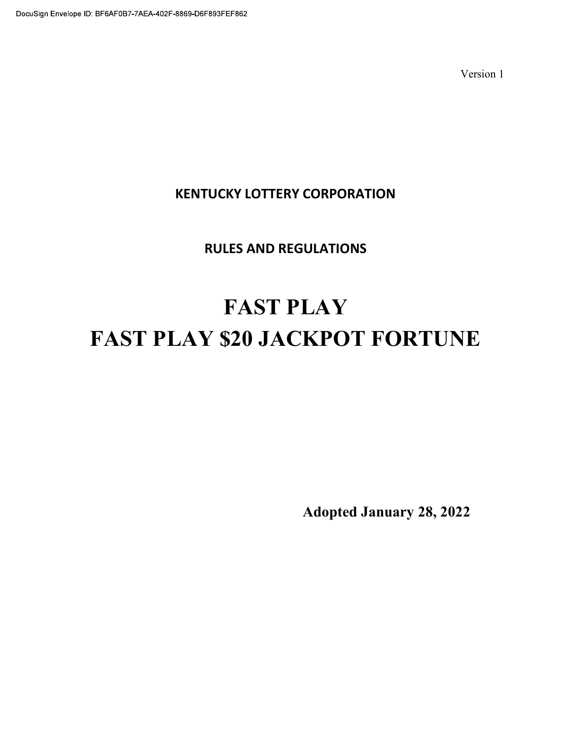DocuSign Envelope ID: BF6AF0B7-7AEA-402F-8869-D6F893FEF862

Version 1

**KENTUCKY LOTTERY CORPORATION**

**RULES AND REGULATIONS**

# FAST PLAY

# FAST PLAY $20 JACKPOT FORTUNE

**Adopted January 28, 2022**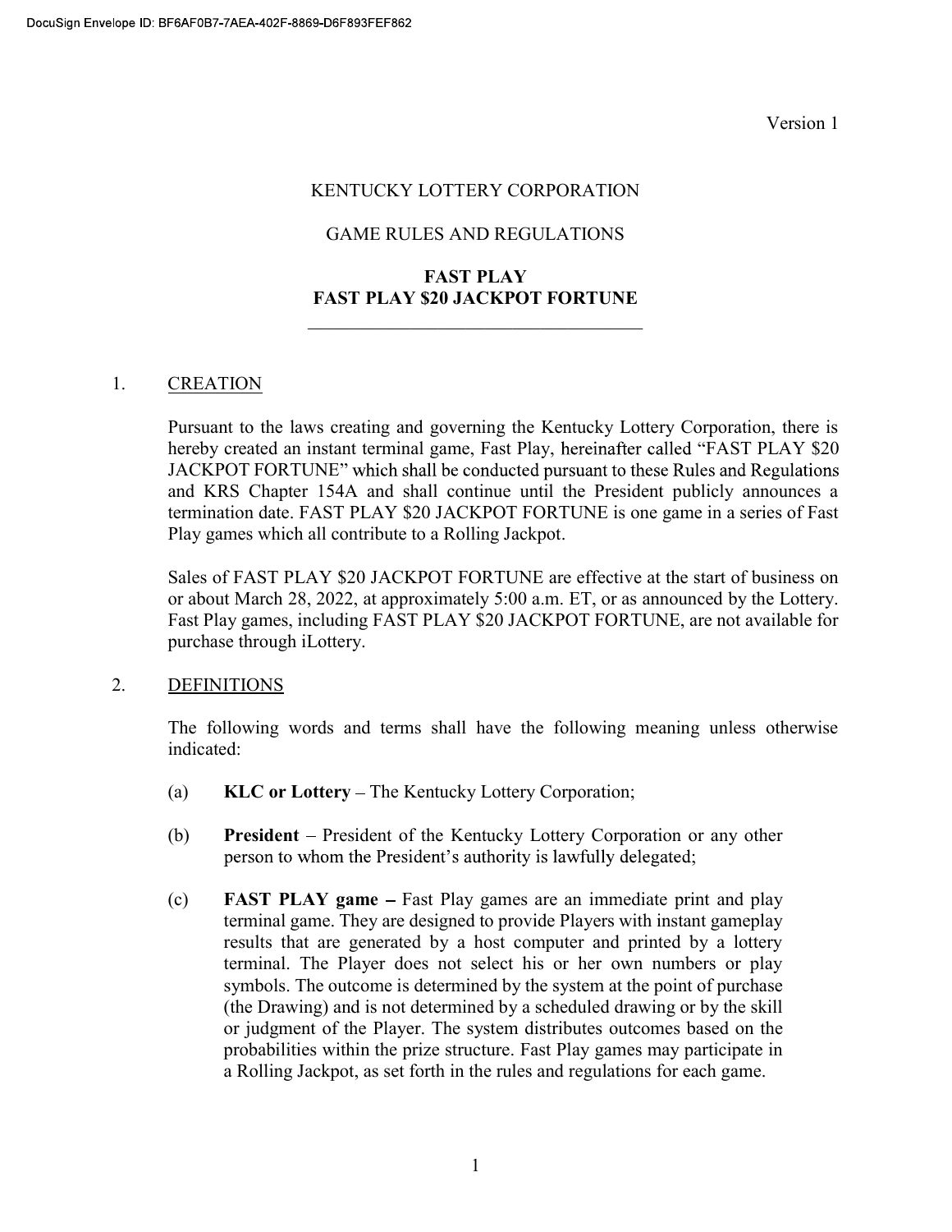Version 1

KENTUCKY LOTTERY CORPORATION

GAME RULES AND REGULATIONS

**FAST PLAY**
**FAST PLAY $20 JACKPOT FORTUNE**

---

1. CREATION

   Pursuant to the laws creating and governing the Kentucky Lottery Corporation, there is hereby created an instant terminal game, Fast Play, hereinafter called "FAST PLAY $20 JACKPOT FORTUNE" which shall be conducted pursuant to these Rules and Regulations and KRS Chapter 154A and shall continue until the President publicly announces a termination date. FAST PLAY $20 JACKPOT FORTUNE is one game in a series of Fast Play games which all contribute to a Rolling Jackpot.

   Sales of FAST PLAY $20 JACKPOT FORTUNE are effective at the start of business on or about March 28, 2022, at approximately 5:00 a.m. ET, or as announced by the Lottery. Fast Play games, including FAST PLAY $20 JACKPOT FORTUNE, are not available for purchase through iLottery.

2. DEFINITIONS

   The following words and terms shall have the following meaning unless otherwise indicated:

   (a) **KLC or Lottery** – The Kentucky Lottery Corporation;

   (b) **President** – President of the Kentucky Lottery Corporation or any other person to whom the President's authority is lawfully delegated;

   (c) **FAST PLAY game –** Fast Play games are an immediate print and play terminal game. They are designed to provide Players with instant gameplay results that are generated by a host computer and printed by a lottery terminal. The Player does not select his or her own numbers or play symbols. The outcome is determined by the system at the point of purchase (the Drawing) and is not determined by a scheduled drawing or by the skill or judgment of the Player. The system distributes outcomes based on the probabilities within the prize structure. Fast Play games may participate in a Rolling Jackpot, as set forth in the rules and regulations for each game.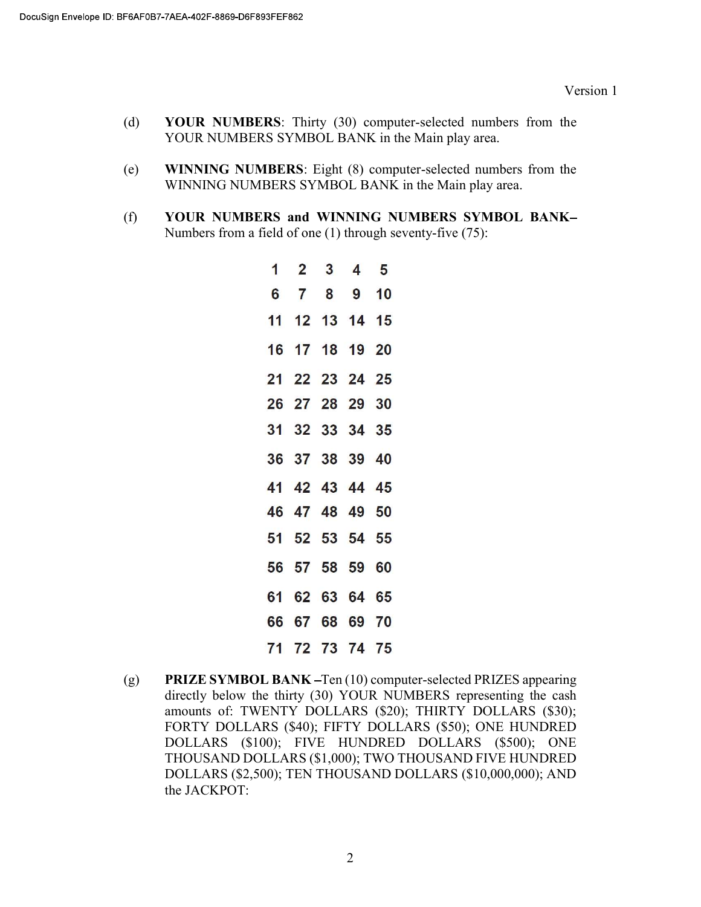Version 1

(d) **YOUR NUMBERS**: Thirty (30) computer-selected numbers from the YOUR NUMBERS SYMBOL BANK in the Main play area.

(e) **WINNING NUMBERS**: Eight (8) computer-selected numbers from the WINNING NUMBERS SYMBOL BANK in the Main play area.

(f) **YOUR NUMBERS and WINNING NUMBERS SYMBOL BANK–** Numbers from a field of one (1) through seventy-five (75):

| | | | | |
|---|---|---|---|---|
| 1 | 2 | 3 | 4 | 5 |
| 6 | 7 | 8 | 9 | 10 |
| 11 | 12 | 13 | 14 | 15 |
| 16 | 17 | 18 | 19 | 20 |
| 21 | 22 | 23 | 24 | 25 |
| 26 | 27 | 28 | 29 | 30 |
| 31 | 32 | 33 | 34 | 35 |
| 36 | 37 | 38 | 39 | 40 |
| 41 | 42 | 43 | 44 | 45 |
| 46 | 47 | 48 | 49 | 50 |
| 51 | 52 | 53 | 54 | 55 |
| 56 | 57 | 58 | 59 | 60 |
| 61 | 62 | 63 | 64 | 65 |
| 66 | 67 | 68 | 69 | 70 |
| 71 | 72 | 73 | 74 | 75 |

(g) **PRIZE SYMBOL BANK –**Ten (10) computer-selected PRIZES appearing directly below the thirty (30) YOUR NUMBERS representing the cash amounts of: TWENTY DOLLARS ($20); THIRTY DOLLARS ($30); FORTY DOLLARS ($40); FIFTY DOLLARS ($50); ONE HUNDRED DOLLARS ($100); FIVE HUNDRED DOLLARS ($500); ONE THOUSAND DOLLARS ($1,000); TWO THOUSAND FIVE HUNDRED DOLLARS ($2,500); TEN THOUSAND DOLLARS ($10,000,000); AND the JACKPOT: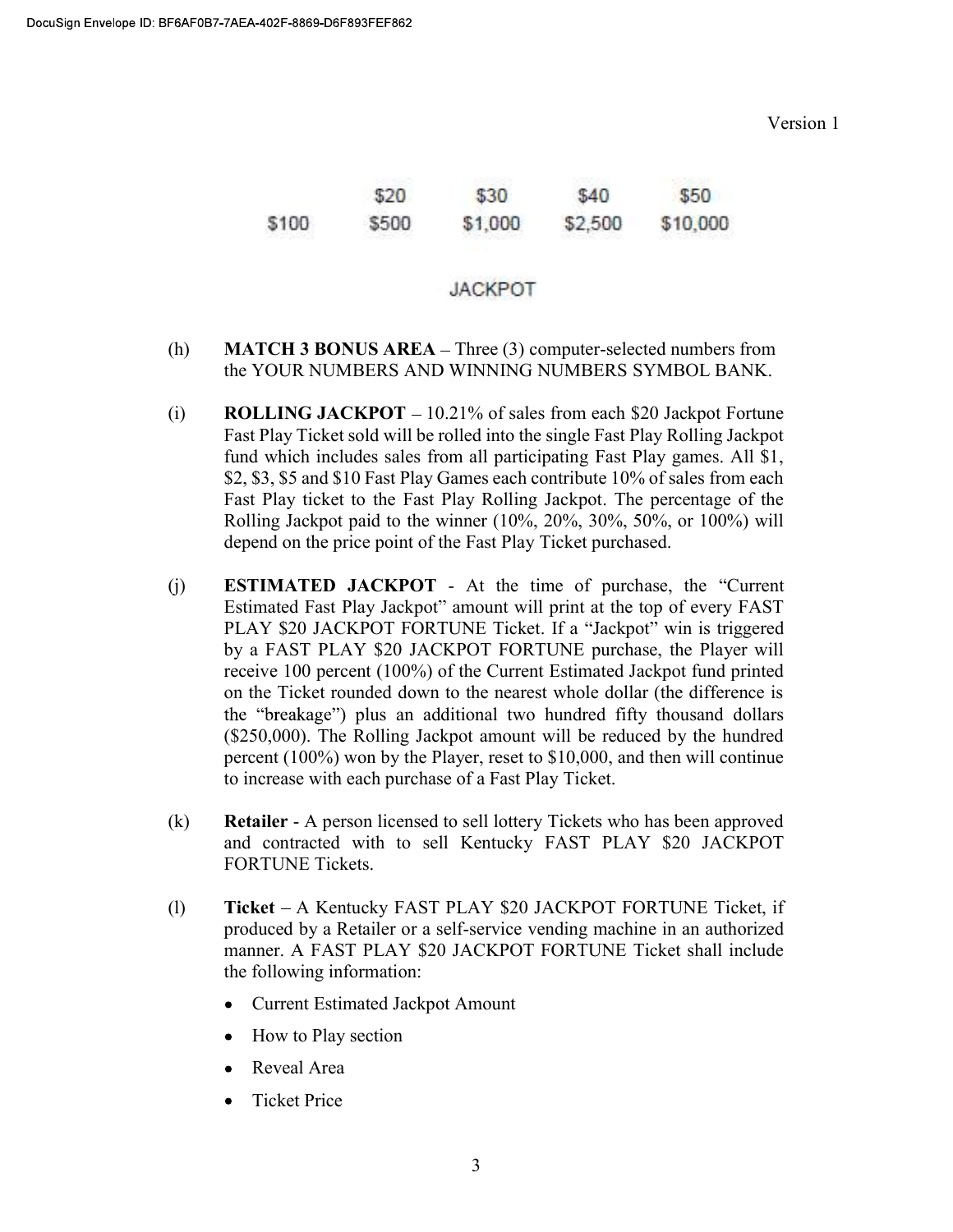Version 1

|  | $20 | $30 | $40 | $50 |
|---|---|---|---|---|
| $100 | $500 | $1,000 | $2,500 | $10,000 |

JACKPOT

(h) **MATCH 3 BONUS AREA** – Three (3) computer-selected numbers from the YOUR NUMBERS AND WINNING NUMBERS SYMBOL BANK.

(i) **ROLLING JACKPOT** – 10.21% of sales from each $20 Jackpot Fortune Fast Play Ticket sold will be rolled into the single Fast Play Rolling Jackpot fund which includes sales from all participating Fast Play games. All $1, $2, $3, $5 and $10 Fast Play Games each contribute 10% of sales from each Fast Play ticket to the Fast Play Rolling Jackpot. The percentage of the Rolling Jackpot paid to the winner (10%, 20%, 30%, 50%, or 100%) will depend on the price point of the Fast Play Ticket purchased.

(j) **ESTIMATED JACKPOT** - At the time of purchase, the "Current Estimated Fast Play Jackpot" amount will print at the top of every FAST PLAY $20 JACKPOT FORTUNE Ticket. If a "Jackpot" win is triggered by a FAST PLAY $20 JACKPOT FORTUNE purchase, the Player will receive 100 percent (100%) of the Current Estimated Jackpot fund printed on the Ticket rounded down to the nearest whole dollar (the difference is the "breakage") plus an additional two hundred fifty thousand dollars ($250,000). The Rolling Jackpot amount will be reduced by the hundred percent (100%) won by the Player, reset to $10,000, and then will continue to increase with each purchase of a Fast Play Ticket.

(k) **Retailer** - A person licensed to sell lottery Tickets who has been approved and contracted with to sell Kentucky FAST PLAY $20 JACKPOT FORTUNE Tickets.

(l) **Ticket** – A Kentucky FAST PLAY $20 JACKPOT FORTUNE Ticket, if produced by a Retailer or a self-service vending machine in an authorized manner. A FAST PLAY $20 JACKPOT FORTUNE Ticket shall include the following information:

- Current Estimated Jackpot Amount
- How to Play section
- Reveal Area
- Ticket Price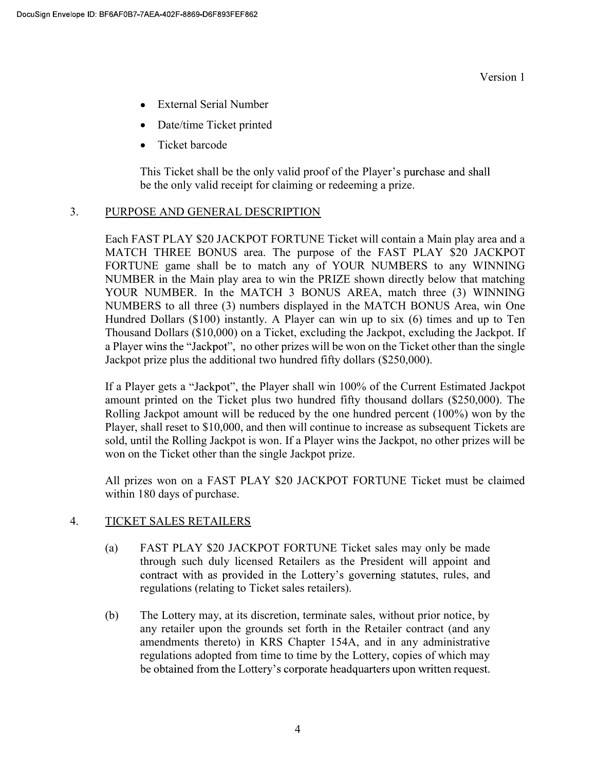- External Serial Number
- Date/time Ticket printed
- Ticket barcode

This Ticket shall be the only valid proof of the Player's purchase and shall be the only valid receipt for claiming or redeeming a prize.

3. PURPOSE AND GENERAL DESCRIPTION

Each FAST PLAY $20 JACKPOT FORTUNE Ticket will contain a Main play area and a MATCH THREE BONUS area. The purpose of the FAST PLAY $20 JACKPOT FORTUNE game shall be to match any of YOUR NUMBERS to any WINNING NUMBER in the Main play area to win the PRIZE shown directly below that matching YOUR NUMBER. In the MATCH 3 BONUS AREA, match three (3) WINNING NUMBERS to all three (3) numbers displayed in the MATCH BONUS Area, win One Hundred Dollars ($100) instantly. A Player can win up to six (6) times and up to Ten Thousand Dollars ($10,000) on a Ticket, excluding the Jackpot, excluding the Jackpot. If a Player wins the "Jackpot", no other prizes will be won on the Ticket other than the single Jackpot prize plus the additional two hundred fifty dollars ($250,000).

If a Player gets a "Jackpot", the Player shall win 100% of the Current Estimated Jackpot amount printed on the Ticket plus two hundred fifty thousand dollars ($250,000). The Rolling Jackpot amount will be reduced by the one hundred percent (100%) won by the Player, shall reset to $10,000, and then will continue to increase as subsequent Tickets are sold, until the Rolling Jackpot is won. If a Player wins the Jackpot, no other prizes will be won on the Ticket other than the single Jackpot prize.

All prizes won on a FAST PLAY $20 JACKPOT FORTUNE Ticket must be claimed within 180 days of purchase.

4. TICKET SALES RETAILERS

(a) FAST PLAY $20 JACKPOT FORTUNE Ticket sales may only be made through such duly licensed Retailers as the President will appoint and contract with as provided in the Lottery's governing statutes, rules, and regulations (relating to Ticket sales retailers).

(b) The Lottery may, at its discretion, terminate sales, without prior notice, by any retailer upon the grounds set forth in the Retailer contract (and any amendments thereto) in KRS Chapter 154A, and in any administrative regulations adopted from time to time by the Lottery, copies of which may be obtained from the Lottery's corporate headquarters upon written request.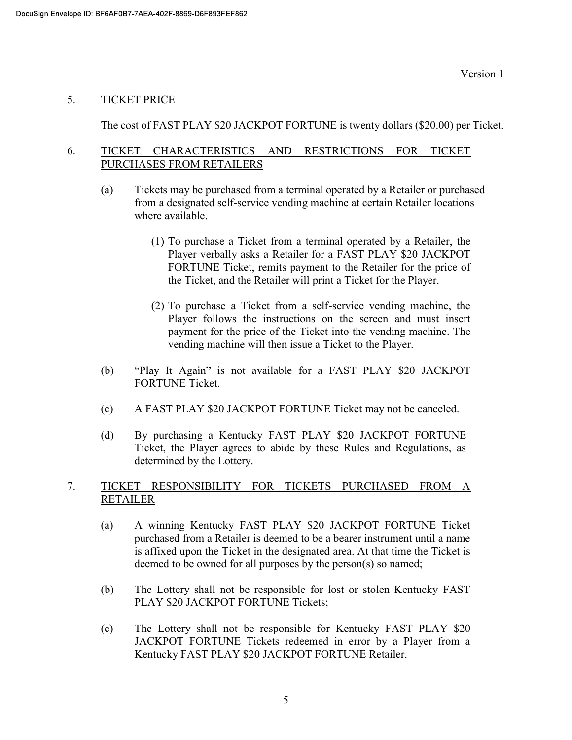## 5. TICKET PRICE

The cost of FAST PLAY $20 JACKPOT FORTUNE is twenty dollars ($20.00) per Ticket.

## 6. TICKET CHARACTERISTICS AND RESTRICTIONS FOR TICKET PURCHASES FROM RETAILERS

(a) Tickets may be purchased from a terminal operated by a Retailer or purchased from a designated self-service vending machine at certain Retailer locations where available.

(1) To purchase a Ticket from a terminal operated by a Retailer, the Player verbally asks a Retailer for a FAST PLAY $20 JACKPOT FORTUNE Ticket, remits payment to the Retailer for the price of the Ticket, and the Retailer will print a Ticket for the Player.

(2) To purchase a Ticket from a self-service vending machine, the Player follows the instructions on the screen and must insert payment for the price of the Ticket into the vending machine. The vending machine will then issue a Ticket to the Player.

(b) "Play It Again" is not available for a FAST PLAY $20 JACKPOT FORTUNE Ticket.

(c) A FAST PLAY $20 JACKPOT FORTUNE Ticket may not be canceled.

(d) By purchasing a Kentucky FAST PLAY $20 JACKPOT FORTUNE Ticket, the Player agrees to abide by these Rules and Regulations, as determined by the Lottery.

## 7. TICKET RESPONSIBILITY FOR TICKETS PURCHASED FROM A RETAILER

(a) A winning Kentucky FAST PLAY $20 JACKPOT FORTUNE Ticket purchased from a Retailer is deemed to be a bearer instrument until a name is affixed upon the Ticket in the designated area. At that time the Ticket is deemed to be owned for all purposes by the person(s) so named;

(b) The Lottery shall not be responsible for lost or stolen Kentucky FAST PLAY $20 JACKPOT FORTUNE Tickets;

(c) The Lottery shall not be responsible for Kentucky FAST PLAY $20 JACKPOT FORTUNE Tickets redeemed in error by a Player from a Kentucky FAST PLAY $20 JACKPOT FORTUNE Retailer.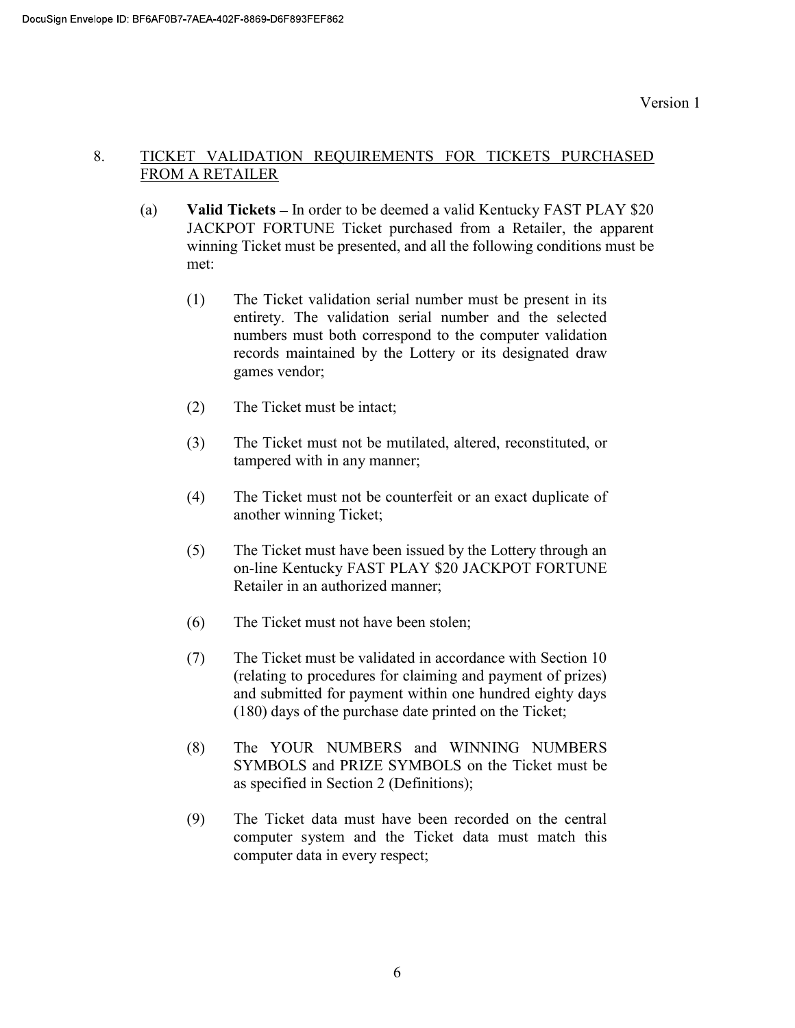## 8. TICKET VALIDATION REQUIREMENTS FOR TICKETS PURCHASED FROM A RETAILER

(a) **Valid Tickets** – In order to be deemed a valid Kentucky FAST PLAY $20 JACKPOT FORTUNE Ticket purchased from a Retailer, the apparent winning Ticket must be presented, and all the following conditions must be met:

(1) The Ticket validation serial number must be present in its entirety. The validation serial number and the selected numbers must both correspond to the computer validation records maintained by the Lottery or its designated draw games vendor;

(2) The Ticket must be intact;

(3) The Ticket must not be mutilated, altered, reconstituted, or tampered with in any manner;

(4) The Ticket must not be counterfeit or an exact duplicate of another winning Ticket;

(5) The Ticket must have been issued by the Lottery through an on-line Kentucky FAST PLAY $20 JACKPOT FORTUNE Retailer in an authorized manner;

(6) The Ticket must not have been stolen;

(7) The Ticket must be validated in accordance with Section 10 (relating to procedures for claiming and payment of prizes) and submitted for payment within one hundred eighty days (180) days of the purchase date printed on the Ticket;

(8) The YOUR NUMBERS and WINNING NUMBERS SYMBOLS and PRIZE SYMBOLS on the Ticket must be as specified in Section 2 (Definitions);

(9) The Ticket data must have been recorded on the central computer system and the Ticket data must match this computer data in every respect;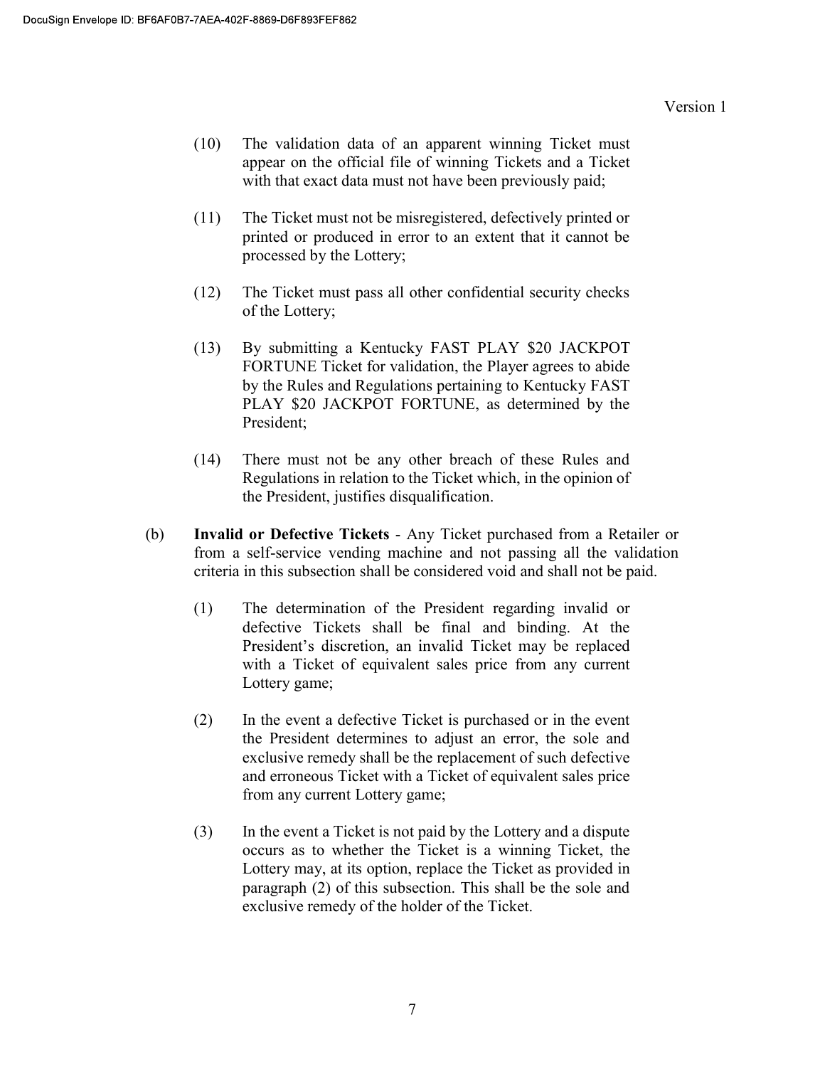(10) The validation data of an apparent winning Ticket must appear on the official file of winning Tickets and a Ticket with that exact data must not have been previously paid;

(11) The Ticket must not be misregistered, defectively printed or printed or produced in error to an extent that it cannot be processed by the Lottery;

(12) The Ticket must pass all other confidential security checks of the Lottery;

(13) By submitting a Kentucky FAST PLAY $20 JACKPOT FORTUNE Ticket for validation, the Player agrees to abide by the Rules and Regulations pertaining to Kentucky FAST PLAY $20 JACKPOT FORTUNE, as determined by the President;

(14) There must not be any other breach of these Rules and Regulations in relation to the Ticket which, in the opinion of the President, justifies disqualification.

(b) **Invalid or Defective Tickets** - Any Ticket purchased from a Retailer or from a self-service vending machine and not passing all the validation criteria in this subsection shall be considered void and shall not be paid.

(1) The determination of the President regarding invalid or defective Tickets shall be final and binding. At the President's discretion, an invalid Ticket may be replaced with a Ticket of equivalent sales price from any current Lottery game;

(2) In the event a defective Ticket is purchased or in the event the President determines to adjust an error, the sole and exclusive remedy shall be the replacement of such defective and erroneous Ticket with a Ticket of equivalent sales price from any current Lottery game;

(3) In the event a Ticket is not paid by the Lottery and a dispute occurs as to whether the Ticket is a winning Ticket, the Lottery may, at its option, replace the Ticket as provided in paragraph (2) of this subsection. This shall be the sole and exclusive remedy of the holder of the Ticket.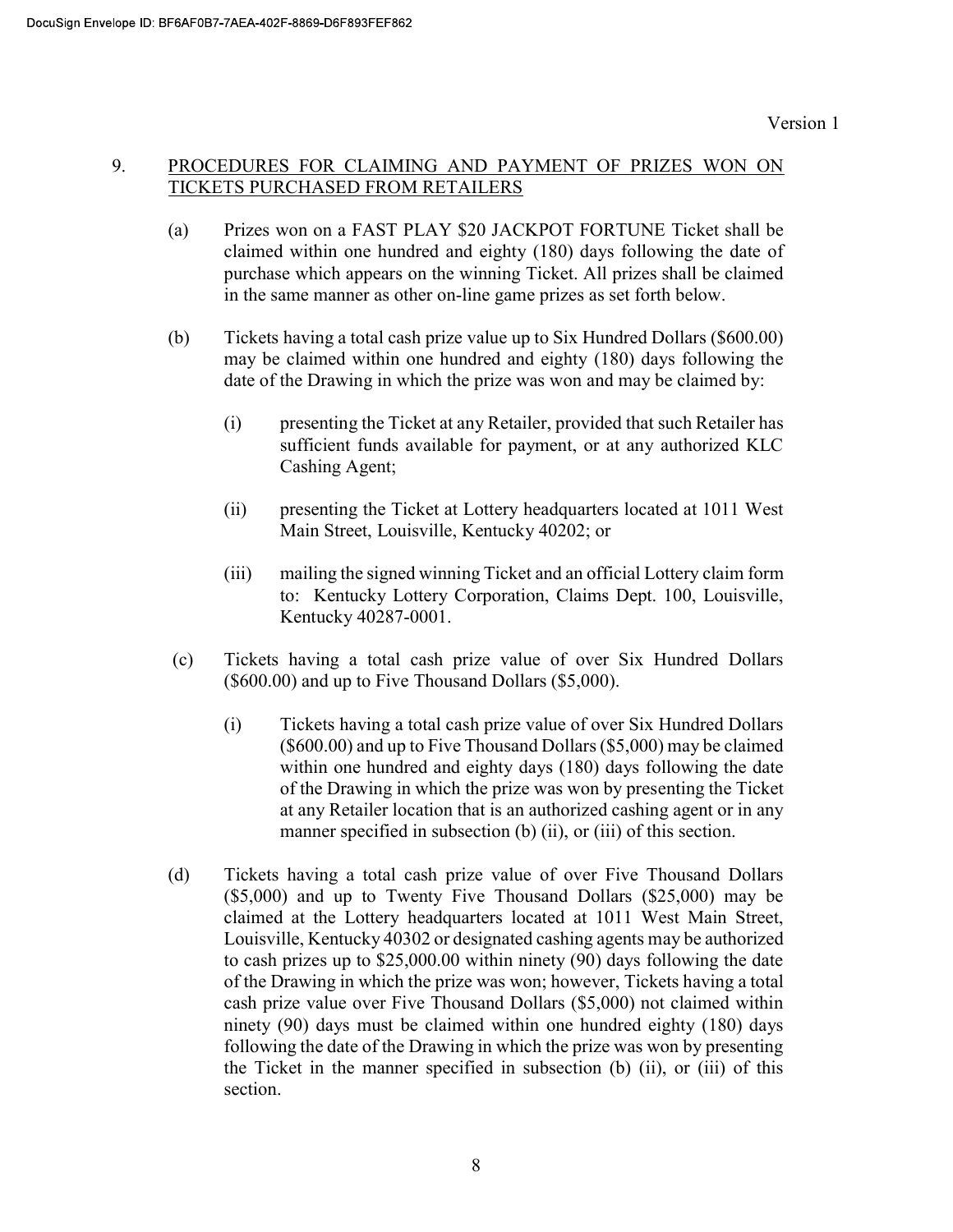## 9. PROCEDURES FOR CLAIMING AND PAYMENT OF PRIZES WON ON TICKETS PURCHASED FROM RETAILERS

(a) Prizes won on a FAST PLAY $20 JACKPOT FORTUNE Ticket shall be claimed within one hundred and eighty (180) days following the date of purchase which appears on the winning Ticket. All prizes shall be claimed in the same manner as other on-line game prizes as set forth below.

(b) Tickets having a total cash prize value up to Six Hundred Dollars ($600.00) may be claimed within one hundred and eighty (180) days following the date of the Drawing in which the prize was won and may be claimed by:

(i) presenting the Ticket at any Retailer, provided that such Retailer has sufficient funds available for payment, or at any authorized KLC Cashing Agent;

(ii) presenting the Ticket at Lottery headquarters located at 1011 West Main Street, Louisville, Kentucky 40202; or

(iii) mailing the signed winning Ticket and an official Lottery claim form to: Kentucky Lottery Corporation, Claims Dept. 100, Louisville, Kentucky 40287-0001.

(c) Tickets having a total cash prize value of over Six Hundred Dollars ($600.00) and up to Five Thousand Dollars ($5,000).

(i) Tickets having a total cash prize value of over Six Hundred Dollars ($600.00) and up to Five Thousand Dollars ($5,000) may be claimed within one hundred and eighty days (180) days following the date of the Drawing in which the prize was won by presenting the Ticket at any Retailer location that is an authorized cashing agent or in any manner specified in subsection (b) (ii), or (iii) of this section.

(d) Tickets having a total cash prize value of over Five Thousand Dollars ($5,000) and up to Twenty Five Thousand Dollars ($25,000) may be claimed at the Lottery headquarters located at 1011 West Main Street, Louisville, Kentucky 40302 or designated cashing agents may be authorized to cash prizes up to $25,000.00 within ninety (90) days following the date of the Drawing in which the prize was won; however, Tickets having a total cash prize value over Five Thousand Dollars ($5,000) not claimed within ninety (90) days must be claimed within one hundred eighty (180) days following the date of the Drawing in which the prize was won by presenting the Ticket in the manner specified in subsection (b) (ii), or (iii) of this section.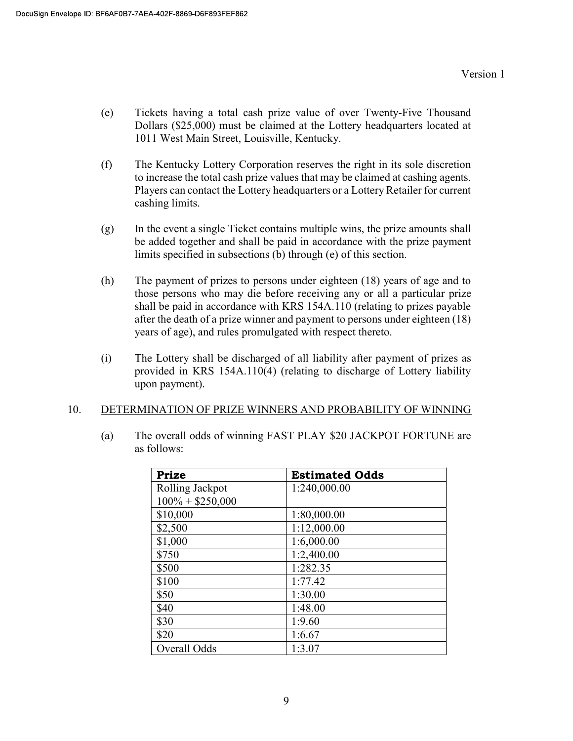(e) Tickets having a total cash prize value of over Twenty-Five Thousand Dollars ($25,000) must be claimed at the Lottery headquarters located at 1011 West Main Street, Louisville, Kentucky.

(f) The Kentucky Lottery Corporation reserves the right in its sole discretion to increase the total cash prize values that may be claimed at cashing agents. Players can contact the Lottery headquarters or a Lottery Retailer for current cashing limits.

(g) In the event a single Ticket contains multiple wins, the prize amounts shall be added together and shall be paid in accordance with the prize payment limits specified in subsections (b) through (e) of this section.

(h) The payment of prizes to persons under eighteen (18) years of age and to those persons who may die before receiving any or all a particular prize shall be paid in accordance with KRS 154A.110 (relating to prizes payable after the death of a prize winner and payment to persons under eighteen (18) years of age), and rules promulgated with respect thereto.

(i) The Lottery shall be discharged of all liability after payment of prizes as provided in KRS 154A.110(4) (relating to discharge of Lottery liability upon payment).

10. DETERMINATION OF PRIZE WINNERS AND PROBABILITY OF WINNING

(a) The overall odds of winning FAST PLAY $20 JACKPOT FORTUNE are as follows:

| Prize | Estimated Odds |
|---|---|
| Rolling Jackpot 100% + $250,000 | 1:240,000.00 |
| $10,000 | 1:80,000.00 |
| $2,500 | 1:12,000.00 |
| $1,000 | 1:6,000.00 |
| $750 | 1:2,400.00 |
| $500 | 1:282.35 |
| $100 | 1:77.42 |
| $50 | 1:30.00 |
| $40 | 1:48.00 |
| $30 | 1:9.60 |
| $20 | 1:6.67 |
| Overall Odds | 1:3.07 |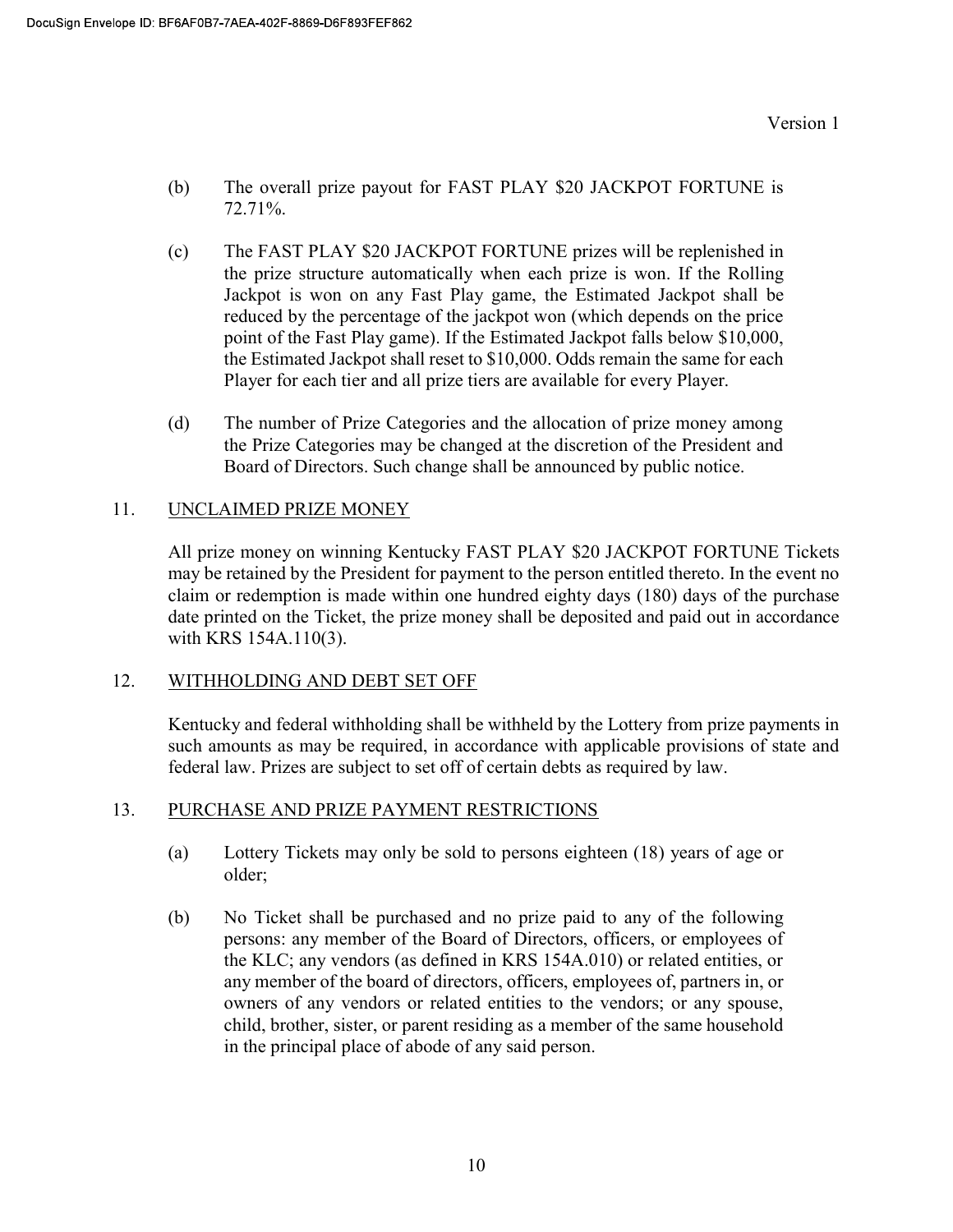(b) The overall prize payout for FAST PLAY $20 JACKPOT FORTUNE is 72.71%.

(c) The FAST PLAY $20 JACKPOT FORTUNE prizes will be replenished in the prize structure automatically when each prize is won. If the Rolling Jackpot is won on any Fast Play game, the Estimated Jackpot shall be reduced by the percentage of the jackpot won (which depends on the price point of the Fast Play game). If the Estimated Jackpot falls below $10,000, the Estimated Jackpot shall reset to $10,000. Odds remain the same for each Player for each tier and all prize tiers are available for every Player.

(d) The number of Prize Categories and the allocation of prize money among the Prize Categories may be changed at the discretion of the President and Board of Directors. Such change shall be announced by public notice.

## 11. UNCLAIMED PRIZE MONEY

All prize money on winning Kentucky FAST PLAY $20 JACKPOT FORTUNE Tickets may be retained by the President for payment to the person entitled thereto. In the event no claim or redemption is made within one hundred eighty days (180) days of the purchase date printed on the Ticket, the prize money shall be deposited and paid out in accordance with KRS 154A.110(3).

## 12. WITHHOLDING AND DEBT SET OFF

Kentucky and federal withholding shall be withheld by the Lottery from prize payments in such amounts as may be required, in accordance with applicable provisions of state and federal law. Prizes are subject to set off of certain debts as required by law.

## 13. PURCHASE AND PRIZE PAYMENT RESTRICTIONS

(a) Lottery Tickets may only be sold to persons eighteen (18) years of age or older;

(b) No Ticket shall be purchased and no prize paid to any of the following persons: any member of the Board of Directors, officers, or employees of the KLC; any vendors (as defined in KRS 154A.010) or related entities, or any member of the board of directors, officers, employees of, partners in, or owners of any vendors or related entities to the vendors; or any spouse, child, brother, sister, or parent residing as a member of the same household in the principal place of abode of any said person.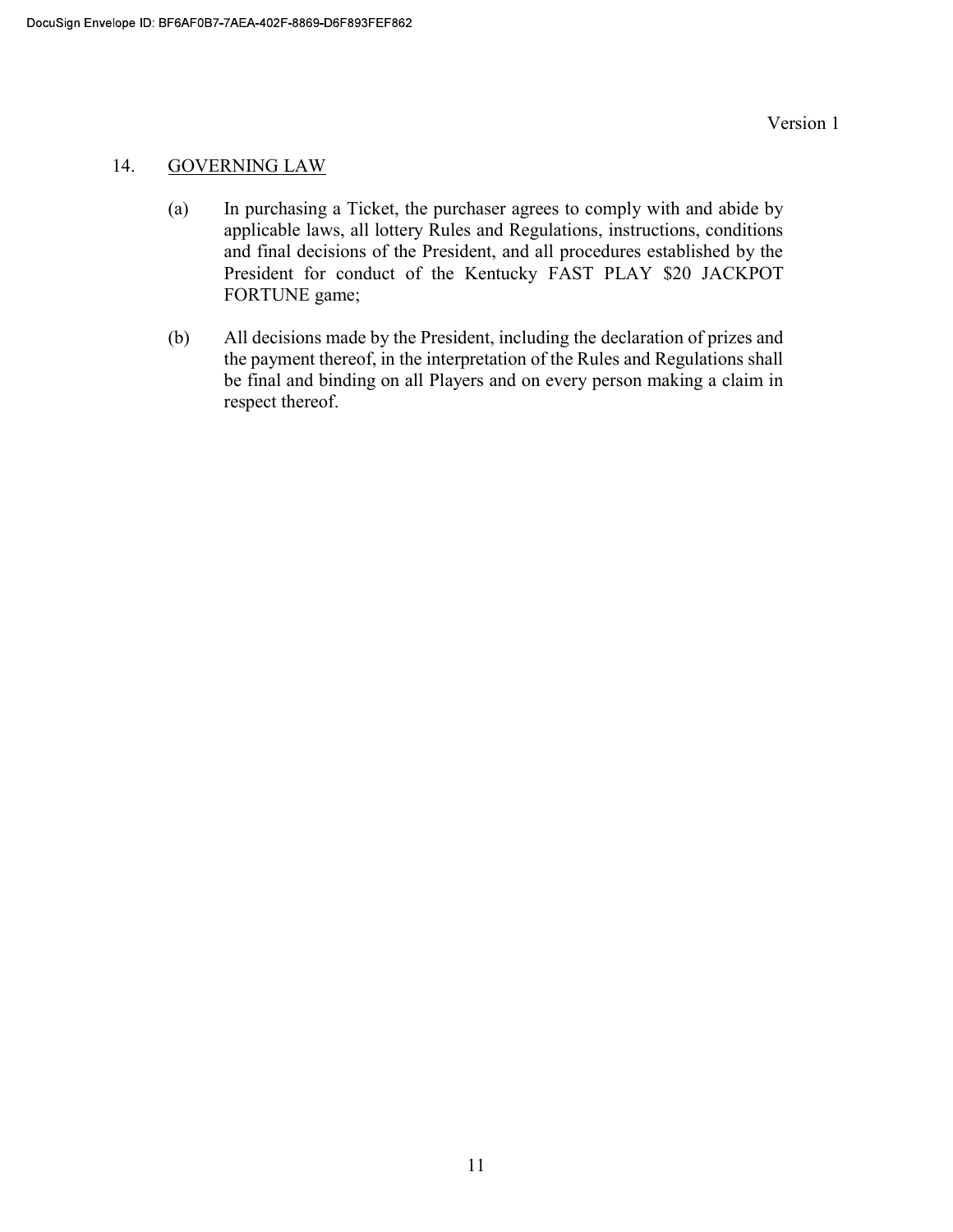## 14. GOVERNING LAW

(a) In purchasing a Ticket, the purchaser agrees to comply with and abide by applicable laws, all lottery Rules and Regulations, instructions, conditions and final decisions of the President, and all procedures established by the President for conduct of the Kentucky FAST PLAY $20 JACKPOT FORTUNE game;

(b) All decisions made by the President, including the declaration of prizes and the payment thereof, in the interpretation of the Rules and Regulations shall be final and binding on all Players and on every person making a claim in respect thereof.